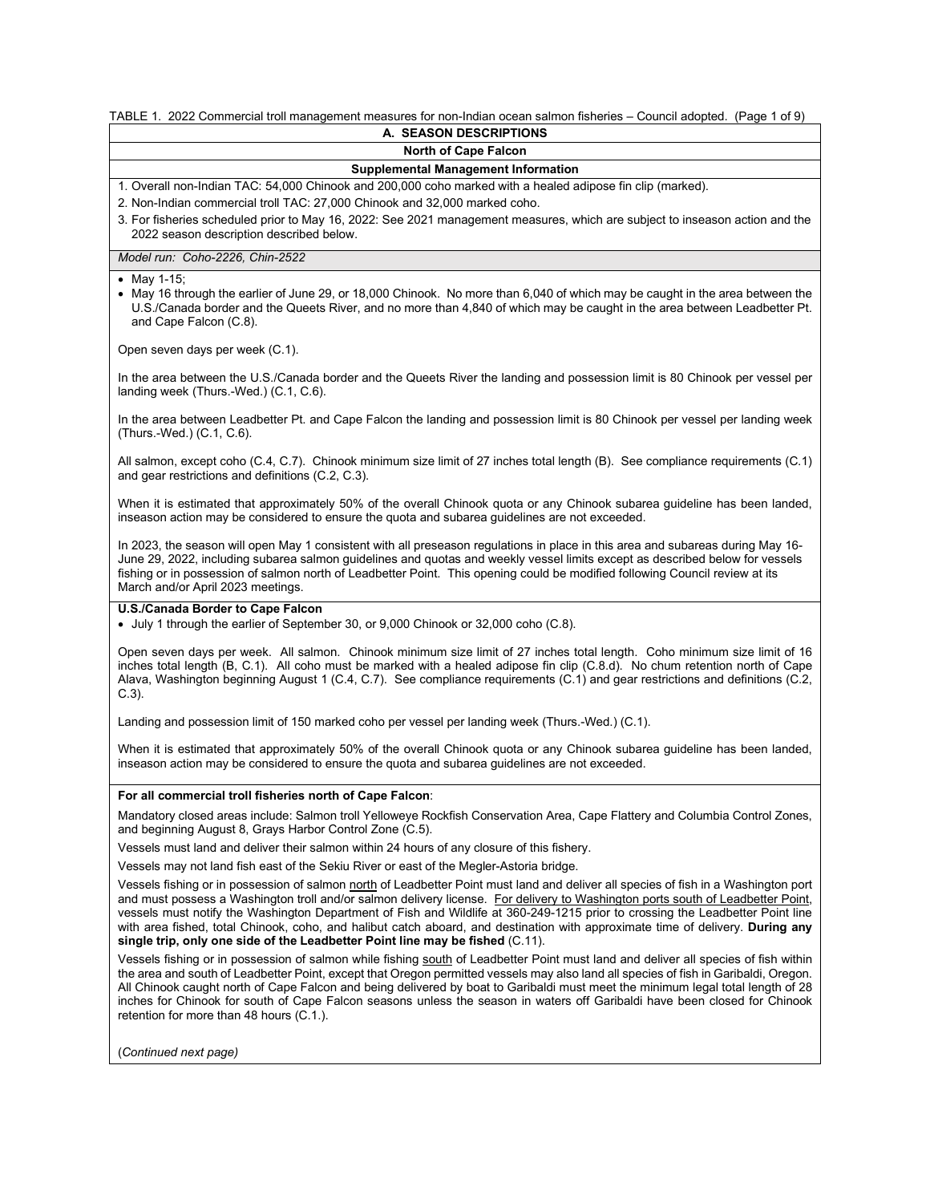TABLE 1. 2022 Commercial troll management measures for non-Indian ocean salmon fisheries – Council adopted. (Page 1 of 9)

## A. SEASON DESCRIPTIONS

### North of Cape Falcon

#### Supplemental Management Information

1. Overall non-Indian TAC: 54,000 Chinook and 200,000 coho marked with a healed adipose fin clip (marked).
2. Non-Indian commercial troll TAC: 27,000 Chinook and 32,000 marked coho.
3. For fisheries scheduled prior to May 16, 2022: See 2021 management measures, which are subject to inseason action and the 2022 season description described below.

*Model run: Coho-2226, Chin-2522*

- May 1-15;
- May 16 through the earlier of June 29, or 18,000 Chinook. No more than 6,040 of which may be caught in the area between the U.S./Canada border and the Queets River, and no more than 4,840 of which may be caught in the area between Leadbetter Pt. and Cape Falcon (C.8).

Open seven days per week (C.1).

In the area between the U.S./Canada border and the Queets River the landing and possession limit is 80 Chinook per vessel per landing week (Thurs.-Wed.) (C.1, C.6).

In the area between Leadbetter Pt. and Cape Falcon the landing and possession limit is 80 Chinook per vessel per landing week (Thurs.-Wed.) (C.1, C.6).

All salmon, except coho (C.4, C.7). Chinook minimum size limit of 27 inches total length (B). See compliance requirements (C.1) and gear restrictions and definitions (C.2, C.3).

When it is estimated that approximately 50% of the overall Chinook quota or any Chinook subarea guideline has been landed, inseason action may be considered to ensure the quota and subarea guidelines are not exceeded.

In 2023, the season will open May 1 consistent with all preseason regulations in place in this area and subareas during May 16-June 29, 2022, including subarea salmon guidelines and quotas and weekly vessel limits except as described below for vessels fishing or in possession of salmon north of Leadbetter Point. This opening could be modified following Council review at its March and/or April 2023 meetings.

**U.S./Canada Border to Cape Falcon**

- July 1 through the earlier of September 30, or 9,000 Chinook or 32,000 coho (C.8).

Open seven days per week. All salmon. Chinook minimum size limit of 27 inches total length. Coho minimum size limit of 16 inches total length (B, C.1). All coho must be marked with a healed adipose fin clip (C.8.d). No chum retention north of Cape Alava, Washington beginning August 1 (C.4, C.7). See compliance requirements (C.1) and gear restrictions and definitions (C.2, C.3).

Landing and possession limit of 150 marked coho per vessel per landing week (Thurs.-Wed.) (C.1).

When it is estimated that approximately 50% of the overall Chinook quota or any Chinook subarea guideline has been landed, inseason action may be considered to ensure the quota and subarea guidelines are not exceeded.

**For all commercial troll fisheries north of Cape Falcon**:

Mandatory closed areas include: Salmon troll Yelloweye Rockfish Conservation Area, Cape Flattery and Columbia Control Zones, and beginning August 8, Grays Harbor Control Zone (C.5).

Vessels must land and deliver their salmon within 24 hours of any closure of this fishery.

Vessels may not land fish east of the Sekiu River or east of the Megler-Astoria bridge.

Vessels fishing or in possession of salmon north of Leadbetter Point must land and deliver all species of fish in a Washington port and must possess a Washington troll and/or salmon delivery license. For delivery to Washington ports south of Leadbetter Point, vessels must notify the Washington Department of Fish and Wildlife at 360-249-1215 prior to crossing the Leadbetter Point line with area fished, total Chinook, coho, and halibut catch aboard, and destination with approximate time of delivery. **During any single trip, only one side of the Leadbetter Point line may be fished** (C.11).

Vessels fishing or in possession of salmon while fishing south of Leadbetter Point must land and deliver all species of fish within the area and south of Leadbetter Point, except that Oregon permitted vessels may also land all species of fish in Garibaldi, Oregon. All Chinook caught north of Cape Falcon and being delivered by boat to Garibaldi must meet the minimum legal total length of 28 inches for Chinook for south of Cape Falcon seasons unless the season in waters off Garibaldi have been closed for Chinook retention for more than 48 hours (C.1.).

(*Continued next page*)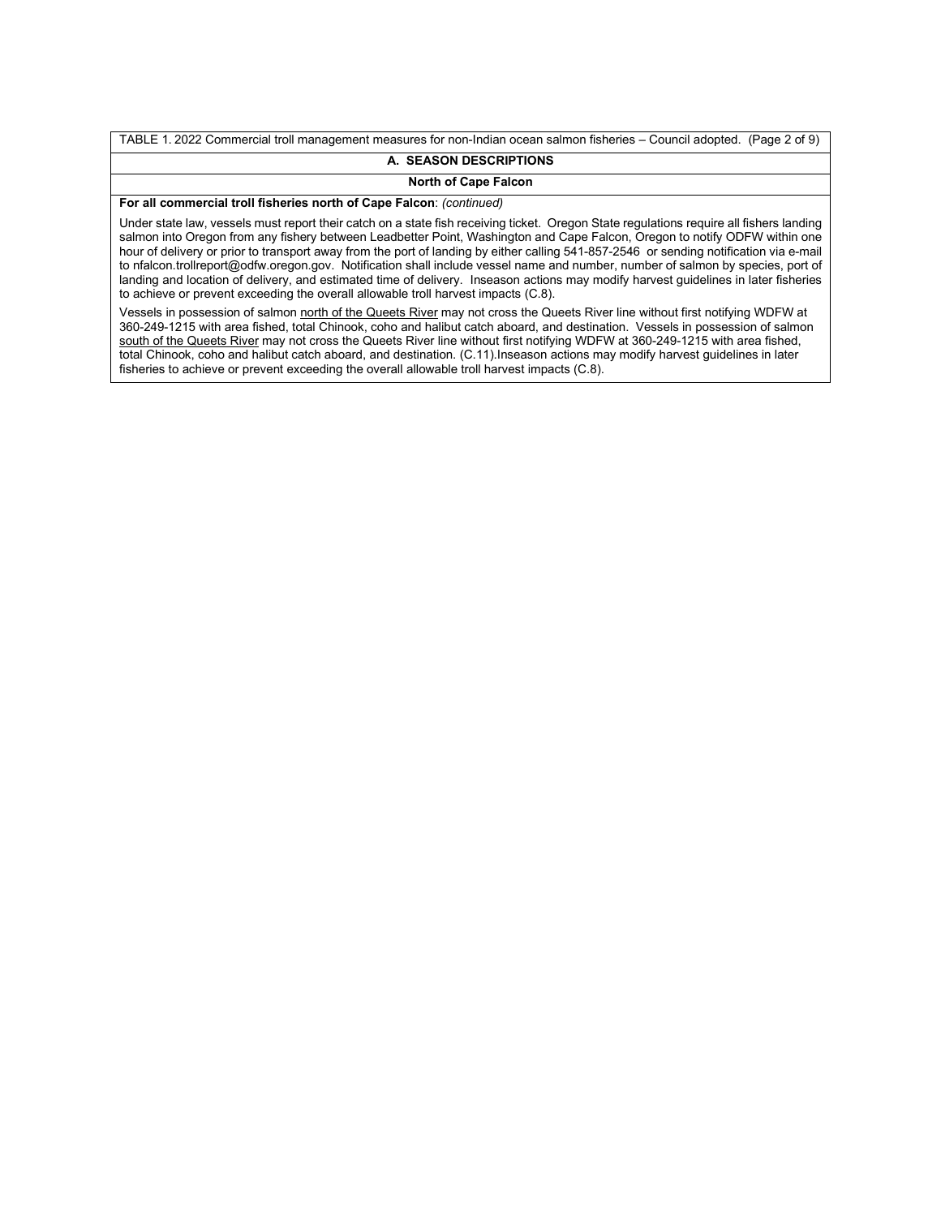TABLE 1. 2022 Commercial troll management measures for non-Indian ocean salmon fisheries – Council adopted.

## A. SEASON DESCRIPTIONS

### North of Cape Falcon

**For all commercial troll fisheries north of Cape Falcon**: *(continued)*

Under state law, vessels must report their catch on a state fish receiving ticket. Oregon State regulations require all fishers landing salmon into Oregon from any fishery between Leadbetter Point, Washington and Cape Falcon, Oregon to notify ODFW within one hour of delivery or prior to transport away from the port of landing by either calling 541-857-2546 or sending notification via e-mail to nfalcon.trollreport@odfw.oregon.gov. Notification shall include vessel name and number, number of salmon by species, port of landing and location of delivery, and estimated time of delivery. Inseason actions may modify harvest guidelines in later fisheries to achieve or prevent exceeding the overall allowable troll harvest impacts (C.8).

Vessels in possession of salmon <u>north of the Queets River</u> may not cross the Queets River line without first notifying WDFW at 360-249-1215 with area fished, total Chinook, coho and halibut catch aboard, and destination. Vessels in possession of salmon <u>south of the Queets River</u> may not cross the Queets River line without first notifying WDFW at 360-249-1215 with area fished, total Chinook, coho and halibut catch aboard, and destination. (C.11).Inseason actions may modify harvest guidelines in later fisheries to achieve or prevent exceeding the overall allowable troll harvest impacts (C.8).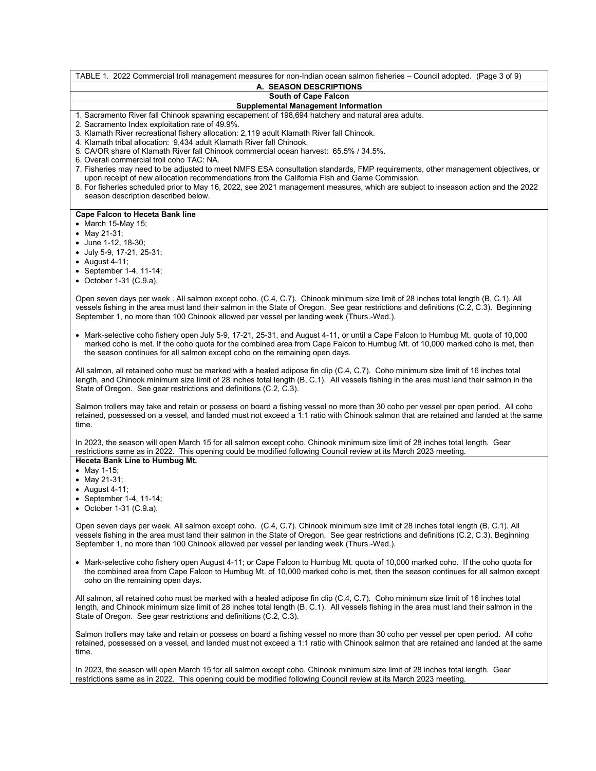TABLE 1. 2022 Commercial troll management measures for non-Indian ocean salmon fisheries – Council adopted. (Page 3 of 9)

## A. SEASON DESCRIPTIONS

### South of Cape Falcon

#### Supplemental Management Information

1. Sacramento River fall Chinook spawning escapement of 198,694 hatchery and natural area adults.
2. Sacramento Index exploitation rate of 49.9%.
3. Klamath River recreational fishery allocation: 2,119 adult Klamath River fall Chinook.
4. Klamath tribal allocation: 9,434 adult Klamath River fall Chinook.
5. CA/OR share of Klamath River fall Chinook commercial ocean harvest: 65.5% / 34.5%.
6. Overall commercial troll coho TAC: NA.
7. Fisheries may need to be adjusted to meet NMFS ESA consultation standards, FMP requirements, other management objectives, or upon receipt of new allocation recommendations from the California Fish and Game Commission.
8. For fisheries scheduled prior to May 16, 2022, see 2021 management measures, which are subject to inseason action and the 2022 season description described below.

**Cape Falcon to Heceta Bank line**

- March 15-May 15;
- May 21-31;
- June 1-12, 18-30;
- July 5-9, 17-21, 25-31;
- August 4-11;
- September 1-4, 11-14;
- October 1-31 (C.9.a).

Open seven days per week . All salmon except coho. (C.4, C.7). Chinook minimum size limit of 28 inches total length (B, C.1). All vessels fishing in the area must land their salmon in the State of Oregon. See gear restrictions and definitions (C.2, C.3). Beginning September 1, no more than 100 Chinook allowed per vessel per landing week (Thurs.-Wed.).

- Mark-selective coho fishery open July 5-9, 17-21, 25-31, and August 4-11, or until a Cape Falcon to Humbug Mt. quota of 10,000 marked coho is met. If the coho quota for the combined area from Cape Falcon to Humbug Mt. of 10,000 marked coho is met, then the season continues for all salmon except coho on the remaining open days.

All salmon, all retained coho must be marked with a healed adipose fin clip (C.4, C.7). Coho minimum size limit of 16 inches total length, and Chinook minimum size limit of 28 inches total length (B, C.1). All vessels fishing in the area must land their salmon in the State of Oregon. See gear restrictions and definitions (C.2, C.3).

Salmon trollers may take and retain or possess on board a fishing vessel no more than 30 coho per vessel per open period. All coho retained, possessed on a vessel, and landed must not exceed a 1:1 ratio with Chinook salmon that are retained and landed at the same time.

In 2023, the season will open March 15 for all salmon except coho. Chinook minimum size limit of 28 inches total length. Gear restrictions same as in 2022. This opening could be modified following Council review at its March 2023 meeting.

**Heceta Bank Line to Humbug Mt.**

- May 1-15;
- May 21-31;
- August 4-11;
- September 1-4, 11-14;
- October 1-31 (C.9.a).

Open seven days per week. All salmon except coho. (C.4, C.7). Chinook minimum size limit of 28 inches total length (B, C.1). All vessels fishing in the area must land their salmon in the State of Oregon. See gear restrictions and definitions (C.2, C.3). Beginning September 1, no more than 100 Chinook allowed per vessel per landing week (Thurs.-Wed.).

- Mark-selective coho fishery open August 4-11; or Cape Falcon to Humbug Mt. quota of 10,000 marked coho. If the coho quota for the combined area from Cape Falcon to Humbug Mt. of 10,000 marked coho is met, then the season continues for all salmon except coho on the remaining open days.

All salmon, all retained coho must be marked with a healed adipose fin clip (C.4, C.7). Coho minimum size limit of 16 inches total length, and Chinook minimum size limit of 28 inches total length (B, C.1). All vessels fishing in the area must land their salmon in the State of Oregon. See gear restrictions and definitions (C.2, C.3).

Salmon trollers may take and retain or possess on board a fishing vessel no more than 30 coho per vessel per open period. All coho retained, possessed on a vessel, and landed must not exceed a 1:1 ratio with Chinook salmon that are retained and landed at the same time.

In 2023, the season will open March 15 for all salmon except coho. Chinook minimum size limit of 28 inches total length. Gear restrictions same as in 2022. This opening could be modified following Council review at its March 2023 meeting.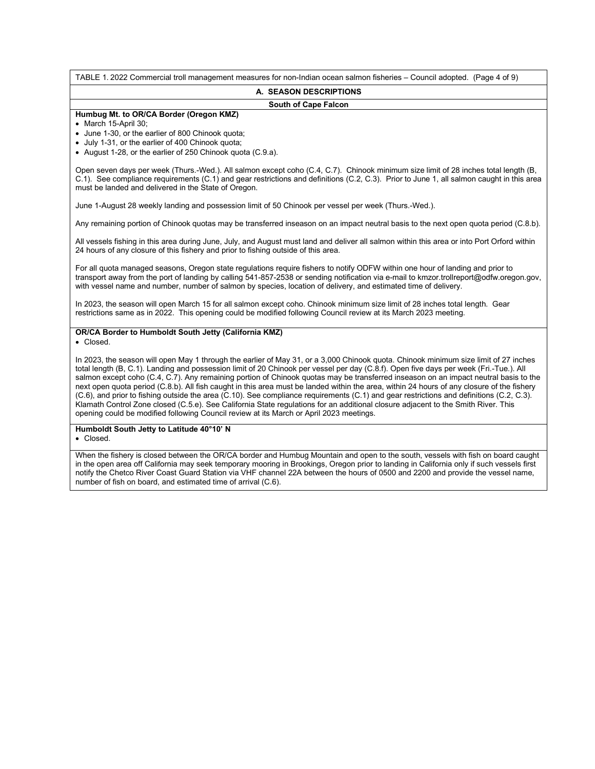TABLE 1. 2022 Commercial troll management measures for non-Indian ocean salmon fisheries – Council adopted. (Page 4 of 9)

## A. SEASON DESCRIPTIONS

### South of Cape Falcon

**Humbug Mt. to OR/CA Border (Oregon KMZ)**

- March 15-April 30;
- June 1-30, or the earlier of 800 Chinook quota;
- July 1-31, or the earlier of 400 Chinook quota;
- August 1-28, or the earlier of 250 Chinook quota (C.9.a).

Open seven days per week (Thurs.-Wed.). All salmon except coho (C.4, C.7). Chinook minimum size limit of 28 inches total length (B, C.1). See compliance requirements (C.1) and gear restrictions and definitions (C.2, C.3). Prior to June 1, all salmon caught in this area must be landed and delivered in the State of Oregon.

June 1-August 28 weekly landing and possession limit of 50 Chinook per vessel per week (Thurs.-Wed.).

Any remaining portion of Chinook quotas may be transferred inseason on an impact neutral basis to the next open quota period (C.8.b).

All vessels fishing in this area during June, July, and August must land and deliver all salmon within this area or into Port Orford within 24 hours of any closure of this fishery and prior to fishing outside of this area.

For all quota managed seasons, Oregon state regulations require fishers to notify ODFW within one hour of landing and prior to transport away from the port of landing by calling 541-857-2538 or sending notification via e-mail to kmzor.trollreport@odfw.oregon.gov, with vessel name and number, number of salmon by species, location of delivery, and estimated time of delivery.

In 2023, the season will open March 15 for all salmon except coho. Chinook minimum size limit of 28 inches total length. Gear restrictions same as in 2022. This opening could be modified following Council review at its March 2023 meeting.

**OR/CA Border to Humboldt South Jetty (California KMZ)**

- Closed.

In 2023, the season will open May 1 through the earlier of May 31, or a 3,000 Chinook quota. Chinook minimum size limit of 27 inches total length (B, C.1). Landing and possession limit of 20 Chinook per vessel per day (C.8.f). Open five days per week (Fri.-Tue.). All salmon except coho (C.4, C.7). Any remaining portion of Chinook quotas may be transferred inseason on an impact neutral basis to the next open quota period (C.8.b). All fish caught in this area must be landed within the area, within 24 hours of any closure of the fishery (C.6), and prior to fishing outside the area (C.10). See compliance requirements (C.1) and gear restrictions and definitions (C.2, C.3). Klamath Control Zone closed (C.5.e). See California State regulations for an additional closure adjacent to the Smith River. This opening could be modified following Council review at its March or April 2023 meetings.

**Humboldt South Jetty to Latitude 40°10' N**

- Closed.

When the fishery is closed between the OR/CA border and Humbug Mountain and open to the south, vessels with fish on board caught in the open area off California may seek temporary mooring in Brookings, Oregon prior to landing in California only if such vessels first notify the Chetco River Coast Guard Station via VHF channel 22A between the hours of 0500 and 2200 and provide the vessel name, number of fish on board, and estimated time of arrival (C.6).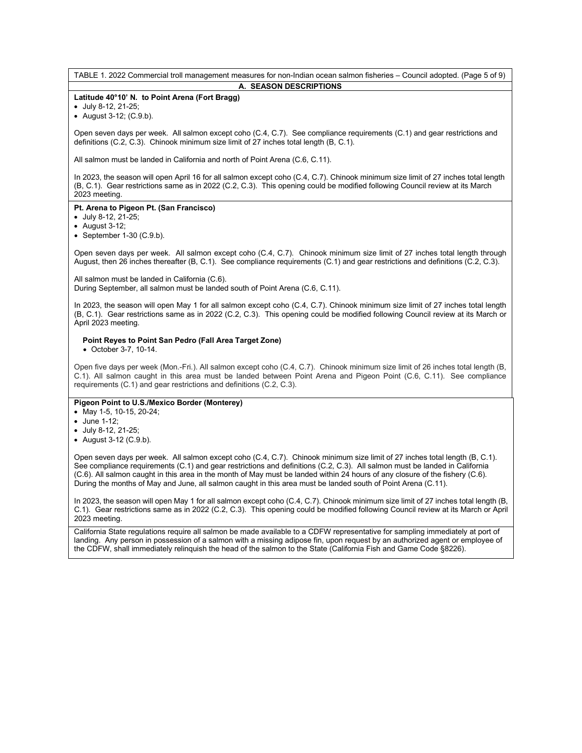TABLE 1. 2022 Commercial troll management measures for non-Indian ocean salmon fisheries – Council adopted. (Page 5 of 9)

**A. SEASON DESCRIPTIONS**

**Latitude 40°10' N. to Point Arena (Fort Bragg)**

- July 8-12, 21-25;
- August 3-12; (C.9.b).

Open seven days per week. All salmon except coho (C.4, C.7). See compliance requirements (C.1) and gear restrictions and definitions (C.2, C.3). Chinook minimum size limit of 27 inches total length (B, C.1).

All salmon must be landed in California and north of Point Arena (C.6, C.11).

In 2023, the season will open April 16 for all salmon except coho (C.4, C.7). Chinook minimum size limit of 27 inches total length (B, C.1). Gear restrictions same as in 2022 (C.2, C.3). This opening could be modified following Council review at its March 2023 meeting.

**Pt. Arena to Pigeon Pt. (San Francisco)**

- July 8-12, 21-25;
- August 3-12;
- September 1-30 (C.9.b).

Open seven days per week. All salmon except coho (C.4, C.7). Chinook minimum size limit of 27 inches total length through August, then 26 inches thereafter (B, C.1). See compliance requirements (C.1) and gear restrictions and definitions (C.2, C.3).

All salmon must be landed in California (C.6).
During September, all salmon must be landed south of Point Arena (C.6, C.11).

In 2023, the season will open May 1 for all salmon except coho (C.4, C.7). Chinook minimum size limit of 27 inches total length (B, C.1). Gear restrictions same as in 2022 (C.2, C.3). This opening could be modified following Council review at its March or April 2023 meeting.

**Point Reyes to Point San Pedro (Fall Area Target Zone)**

- October 3-7, 10-14.

Open five days per week (Mon.-Fri.). All salmon except coho (C.4, C.7). Chinook minimum size limit of 26 inches total length (B, C.1). All salmon caught in this area must be landed between Point Arena and Pigeon Point (C.6, C.11). See compliance requirements (C.1) and gear restrictions and definitions (C.2, C.3).

**Pigeon Point to U.S./Mexico Border (Monterey)**

- May 1-5, 10-15, 20-24;
- June 1-12;
- July 8-12, 21-25;
- August 3-12 (C.9.b).

Open seven days per week. All salmon except coho (C.4, C.7). Chinook minimum size limit of 27 inches total length (B, C.1). See compliance requirements (C.1) and gear restrictions and definitions (C.2, C.3). All salmon must be landed in California (C.6). All salmon caught in this area in the month of May must be landed within 24 hours of any closure of the fishery (C.6). During the months of May and June, all salmon caught in this area must be landed south of Point Arena (C.11).

In 2023, the season will open May 1 for all salmon except coho (C.4, C.7). Chinook minimum size limit of 27 inches total length (B, C.1). Gear restrictions same as in 2022 (C.2, C.3). This opening could be modified following Council review at its March or April 2023 meeting.

California State regulations require all salmon be made available to a CDFW representative for sampling immediately at port of landing. Any person in possession of a salmon with a missing adipose fin, upon request by an authorized agent or employee of the CDFW, shall immediately relinquish the head of the salmon to the State (California Fish and Game Code §8226).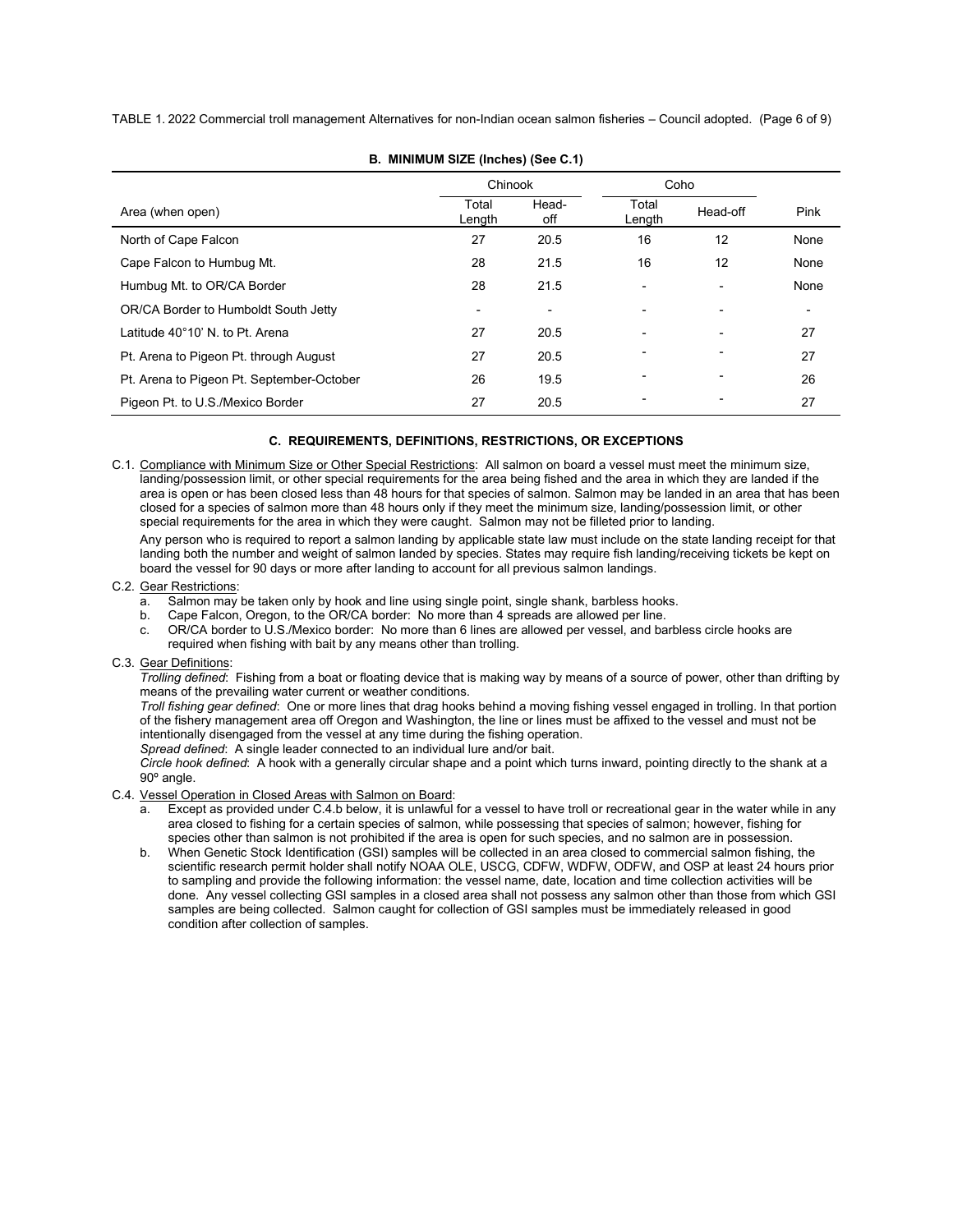TABLE 1. 2022 Commercial troll management Alternatives for non-Indian ocean salmon fisheries – Council adopted. (Page 6 of 9)

**B. MINIMUM SIZE (Inches) (See C.1)**

| Area (when open) | Chinook | | Coho | | Pink |
|---|---|---|---|---|---|
| | Total Length | Head-off | Total Length | Head-off | |
| North of Cape Falcon | 27 | 20.5 | 16 | 12 | None |
| Cape Falcon to Humbug Mt. | 28 | 21.5 | 16 | 12 | None |
| Humbug Mt. to OR/CA Border | 28 | 21.5 | - | - | None |
| OR/CA Border to Humboldt South Jetty | - | - | - | - | - |
| Latitude 40°10' N. to Pt. Arena | 27 | 20.5 | - | - | 27 |
| Pt. Arena to Pigeon Pt. through August | 27 | 20.5 | - | - | 27 |
| Pt. Arena to Pigeon Pt. September-October | 26 | 19.5 | - | - | 26 |
| Pigeon Pt. to U.S./Mexico Border | 27 | 20.5 | - | - | 27 |

**C. REQUIREMENTS, DEFINITIONS, RESTRICTIONS, OR EXCEPTIONS**

C.1. Compliance with Minimum Size or Other Special Restrictions: All salmon on board a vessel must meet the minimum size, landing/possession limit, or other special requirements for the area being fished and the area in which they are landed if the area is open or has been closed less than 48 hours for that species of salmon. Salmon may be landed in an area that has been closed for a species of salmon more than 48 hours only if they meet the minimum size, landing/possession limit, or other special requirements for the area in which they were caught. Salmon may not be filleted prior to landing.

Any person who is required to report a salmon landing by applicable state law must include on the state landing receipt for that landing both the number and weight of salmon landed by species. States may require fish landing/receiving tickets be kept on board the vessel for 90 days or more after landing to account for all previous salmon landings.

C.2. Gear Restrictions:

a. Salmon may be taken only by hook and line using single point, single shank, barbless hooks.
b. Cape Falcon, Oregon, to the OR/CA border: No more than 4 spreads are allowed per line.
c. OR/CA border to U.S./Mexico border: No more than 6 lines are allowed per vessel, and barbless circle hooks are required when fishing with bait by any means other than trolling.

C.3. Gear Definitions:

*Trolling defined*: Fishing from a boat or floating device that is making way by means of a source of power, other than drifting by means of the prevailing water current or weather conditions.
*Troll fishing gear defined*: One or more lines that drag hooks behind a moving fishing vessel engaged in trolling. In that portion of the fishery management area off Oregon and Washington, the line or lines must be affixed to the vessel and must not be intentionally disengaged from the vessel at any time during the fishing operation.
*Spread defined*: A single leader connected to an individual lure and/or bait.
*Circle hook defined*: A hook with a generally circular shape and a point which turns inward, pointing directly to the shank at a 90º angle.

C.4. Vessel Operation in Closed Areas with Salmon on Board:

a. Except as provided under C.4.b below, it is unlawful for a vessel to have troll or recreational gear in the water while in any area closed to fishing for a certain species of salmon, while possessing that species of salmon; however, fishing for species other than salmon is not prohibited if the area is open for such species, and no salmon are in possession.
b. When Genetic Stock Identification (GSI) samples will be collected in an area closed to commercial salmon fishing, the scientific research permit holder shall notify NOAA OLE, USCG, CDFW, WDFW, ODFW, and OSP at least 24 hours prior to sampling and provide the following information: the vessel name, date, location and time collection activities will be done. Any vessel collecting GSI samples in a closed area shall not possess any salmon other than those from which GSI samples are being collected. Salmon caught for collection of GSI samples must be immediately released in good condition after collection of samples.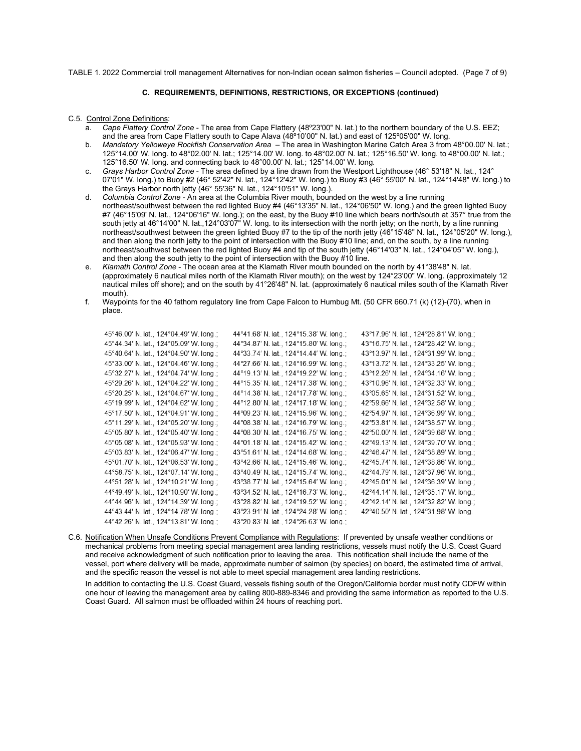TABLE 1. 2022 Commercial troll management Alternatives for non-Indian ocean salmon fisheries – Council adopted. (Page 7 of 9)

**C. REQUIREMENTS, DEFINITIONS, RESTRICTIONS, OR EXCEPTIONS (continued)**

C.5. Control Zone Definitions:

a. *Cape Flattery Control Zone* - The area from Cape Flattery (48º23'00" N. lat.) to the northern boundary of the U.S. EEZ; and the area from Cape Flattery south to Cape Alava (48º10'00" N. lat.) and east of 125º05'00" W. long.

b. *Mandatory Yelloweye Rockfish Conservation Area* – The area in Washington Marine Catch Area 3 from 48°00.00' N. lat.; 125°14.00' W. long. to 48°02.00' N. lat.; 125°14.00' W. long. to 48°02.00' N. lat.; 125°16.50' W. long. to 48°00.00' N. lat.; 125°16.50' W. long. and connecting back to 48°00.00' N. lat.; 125°14.00' W. long.

c. *Grays Harbor Control Zone* - The area defined by a line drawn from the Westport Lighthouse (46° 53'18" N. lat., 124° 07'01" W. long.) to Buoy #2 (46° 52'42" N. lat., 124°12'42" W. long.) to Buoy #3 (46° 55'00" N. lat., 124°14'48" W. long.) to the Grays Harbor north jetty (46° 55'36" N. lat., 124°10'51" W. long.).

d. *Columbia Control Zone* - An area at the Columbia River mouth, bounded on the west by a line running northeast/southwest between the red lighted Buoy #4 (46°13'35" N. lat., 124°06'50" W. long.) and the green lighted Buoy #7 (46°15'09' N. lat., 124°06'16" W. long.); on the east, by the Buoy #10 line which bears north/south at 357° true from the south jetty at 46°14'00" N. lat.,124°03'07" W. long. to its intersection with the north jetty; on the north, by a line running northeast/southwest between the green lighted Buoy #7 to the tip of the north jetty (46°15'48" N. lat., 124°05'20" W. long.), and then along the north jetty to the point of intersection with the Buoy #10 line; and, on the south, by a line running northeast/southwest between the red lighted Buoy #4 and tip of the south jetty (46°14'03" N. lat., 124°04'05" W. long.), and then along the south jetty to the point of intersection with the Buoy #10 line.

e. *Klamath Control Zone* - The ocean area at the Klamath River mouth bounded on the north by 41°38'48" N. lat. (approximately 6 nautical miles north of the Klamath River mouth); on the west by 124°23'00" W. long. (approximately 12 nautical miles off shore); and on the south by 41°26'48" N. lat. (approximately 6 nautical miles south of the Klamath River mouth).

f. Waypoints for the 40 fathom regulatory line from Cape Falcon to Humbug Mt. (50 CFR 660.71 (k) (12)-(70), when in place.

45°46.00′ N. lat., 124°04.49′ W. long.;
45°44.34′ N. lat., 124°05.09′ W. long.;
45°40.64′ N. lat., 124°04.90′ W. long.;
45°33.00′ N. lat., 124°04.46′ W. long.;
45°32.27′ N. lat., 124°04.74′ W. long.;
45°29.26′ N. lat., 124°04.22′ W. long.;
45°20.25′ N. lat., 124°04.67′ W. long.;
45°19.99′ N. lat., 124°04.62′ W. long.;
45°17.50′ N. lat., 124°04.91′ W. long.;
45°11.29′ N. lat., 124°05.20′ W. long.;
45°05.80′ N. lat., 124°05.40′ W. long.;
45°05.08′ N. lat., 124°05.93′ W. long.;
45°03.83′ N. lat., 124°06.47′ W. long.;
45°01.70′ N. lat., 124°06.53′ W. long.;
44°58.75′ N. lat., 124°07.14′ W. long.;
44°51.28′ N. lat., 124°10.21′ W. long.;
44°49.49′ N. lat., 124°10.90′ W. long.;
44°44.96′ N. lat., 124°14.39′ W. long.;
44°43.44′ N. lat., 124°14.78′ W. long.;
44°42.26′ N. lat., 124°13.81′ W. long.;
44°41.68′ N. lat., 124°15.38′ W. long.;
44°34.87′ N. lat., 124°15.80′ W. long.;
44°33.74′ N. lat., 124°14.44′ W. long.;
44°27.66′ N. lat., 124°16.99′ W. long.;
44°19.13′ N. lat., 124°19.22′ W. long.;
44°15.35′ N. lat., 124°17.38′ W. long.;
44°14.38′ N. lat., 124°17.78′ W. long.;
44°12.80′ N. lat., 124°17.18′ W. long.;
44°09.23′ N. lat., 124°15.96′ W. long.;
44°08.38′ N. lat., 124°16.79′ W. long.;
44°08.30′ N. lat., 124°16.75′ W. long.;
44°01.18′ N. lat., 124°15.42′ W. long.;
43°51.61′ N. lat., 124°14.68′ W. long.;
43°42.66′ N. lat., 124°15.46′ W. long.;
43°40.49′ N. lat., 124°15.74′ W. long.;
43°38.77′ N. lat., 124°15.64′ W. long.;
43°34.52′ N. lat., 124°16.73′ W. long.;
43°28.82′ N. lat., 124°19.52′ W. long.;
43°23.91′ N. lat., 124°24.28′ W. long.;
43°20.83′ N. lat., 124°26.63′ W. long.;
43°17.96′ N. lat., 124°28.81′ W. long.;
43°16.75′ N. lat., 124°28.42′ W. long.;
43°13.97′ N. lat., 124°31.99′ W. long.;
43°13.72′ N. lat., 124°33.25′ W. long.;
43°12.26′ N. lat., 124°34.16′ W. long.;
43°10.96′ N. lat., 124°32.33′ W. long.;
43°05.65′ N. lat., 124°31.52′ W. long.;
42°59.66′ N. lat., 124°32.58′ W. long.;
42°54.97′ N. lat., 124°36.99′ W. long.;
42°53.81′ N. lat., 124°38.57′ W. long.;
42°50.00′ N. lat., 124°39.68′ W. long.;
42°49.13′ N. lat., 124°39.70′ W. long.;
42°46.47′ N. lat., 124°38.89′ W. long.;
42°45.74′ N. lat., 124°38.86′ W. long.;
42°44.79′ N. lat., 124°37.96′ W. long.;
42°45.01′ N. lat., 124°36.39′ W. long.;
42°44.14′ N. lat., 124°35.17′ W. long.;
42°42.14′ N. lat., 124°32.82′ W. long.;
42°40.50′ N. lat., 124°31.98′ W. long.

C.6. Notification When Unsafe Conditions Prevent Compliance with Regulations: If prevented by unsafe weather conditions or mechanical problems from meeting special management area landing restrictions, vessels must notify the U.S. Coast Guard and receive acknowledgment of such notification prior to leaving the area. This notification shall include the name of the vessel, port where delivery will be made, approximate number of salmon (by species) on board, the estimated time of arrival, and the specific reason the vessel is not able to meet special management area landing restrictions.

In addition to contacting the U.S. Coast Guard, vessels fishing south of the Oregon/California border must notify CDFW within one hour of leaving the management area by calling 800-889-8346 and providing the same information as reported to the U.S. Coast Guard. All salmon must be offloaded within 24 hours of reaching port.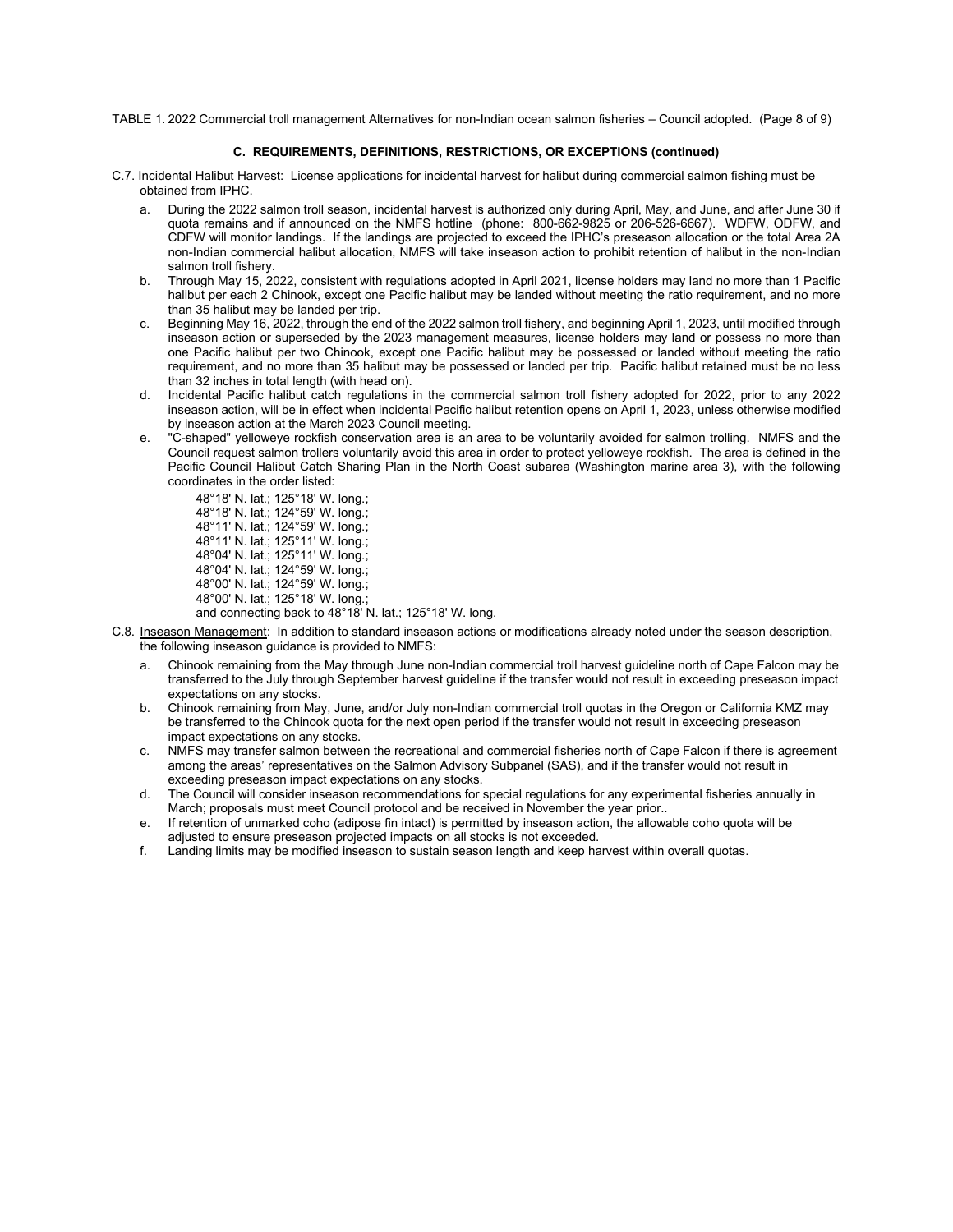TABLE 1. 2022 Commercial troll management Alternatives for non-Indian ocean salmon fisheries – Council adopted. (Page 8 of 9)

### C. REQUIREMENTS, DEFINITIONS, RESTRICTIONS, OR EXCEPTIONS (continued)

C.7. Incidental Halibut Harvest: License applications for incidental harvest for halibut during commercial salmon fishing must be obtained from IPHC.

a. During the 2022 salmon troll season, incidental harvest is authorized only during April, May, and June, and after June 30 if quota remains and if announced on the NMFS hotline (phone: 800-662-9825 or 206-526-6667). WDFW, ODFW, and CDFW will monitor landings. If the landings are projected to exceed the IPHC's preseason allocation or the total Area 2A non-Indian commercial halibut allocation, NMFS will take inseason action to prohibit retention of halibut in the non-Indian salmon troll fishery.

b. Through May 15, 2022, consistent with regulations adopted in April 2021, license holders may land no more than 1 Pacific halibut per each 2 Chinook, except one Pacific halibut may be landed without meeting the ratio requirement, and no more than 35 halibut may be landed per trip.

c. Beginning May 16, 2022, through the end of the 2022 salmon troll fishery, and beginning April 1, 2023, until modified through inseason action or superseded by the 2023 management measures, license holders may land or possess no more than one Pacific halibut per two Chinook, except one Pacific halibut may be possessed or landed without meeting the ratio requirement, and no more than 35 halibut may be possessed or landed per trip. Pacific halibut retained must be no less than 32 inches in total length (with head on).

d. Incidental Pacific halibut catch regulations in the commercial salmon troll fishery adopted for 2022, prior to any 2022 inseason action, will be in effect when incidental Pacific halibut retention opens on April 1, 2023, unless otherwise modified by inseason action at the March 2023 Council meeting.

e. "C-shaped" yelloweye rockfish conservation area is an area to be voluntarily avoided for salmon trolling. NMFS and the Council request salmon trollers voluntarily avoid this area in order to protect yelloweye rockfish. The area is defined in the Pacific Council Halibut Catch Sharing Plan in the North Coast subarea (Washington marine area 3), with the following coordinates in the order listed:

   48°18' N. lat.; 125°18' W. long.;
   48°18' N. lat.; 124°59' W. long.;
   48°11' N. lat.; 124°59' W. long.;
   48°11' N. lat.; 125°11' W. long.;
   48°04' N. lat.; 125°11' W. long.;
   48°04' N. lat.; 124°59' W. long.;
   48°00' N. lat.; 124°59' W. long.;
   48°00' N. lat.; 125°18' W. long.;
   and connecting back to 48°18' N. lat.; 125°18' W. long.

C.8. Inseason Management: In addition to standard inseason actions or modifications already noted under the season description, the following inseason guidance is provided to NMFS:

a. Chinook remaining from the May through June non-Indian commercial troll harvest guideline north of Cape Falcon may be transferred to the July through September harvest guideline if the transfer would not result in exceeding preseason impact expectations on any stocks.

b. Chinook remaining from May, June, and/or July non-Indian commercial troll quotas in the Oregon or California KMZ may be transferred to the Chinook quota for the next open period if the transfer would not result in exceeding preseason impact expectations on any stocks.

c. NMFS may transfer salmon between the recreational and commercial fisheries north of Cape Falcon if there is agreement among the areas' representatives on the Salmon Advisory Subpanel (SAS), and if the transfer would not result in exceeding preseason impact expectations on any stocks.

d. The Council will consider inseason recommendations for special regulations for any experimental fisheries annually in March; proposals must meet Council protocol and be received in November the year prior..

e. If retention of unmarked coho (adipose fin intact) is permitted by inseason action, the allowable coho quota will be adjusted to ensure preseason projected impacts on all stocks is not exceeded.

f. Landing limits may be modified inseason to sustain season length and keep harvest within overall quotas.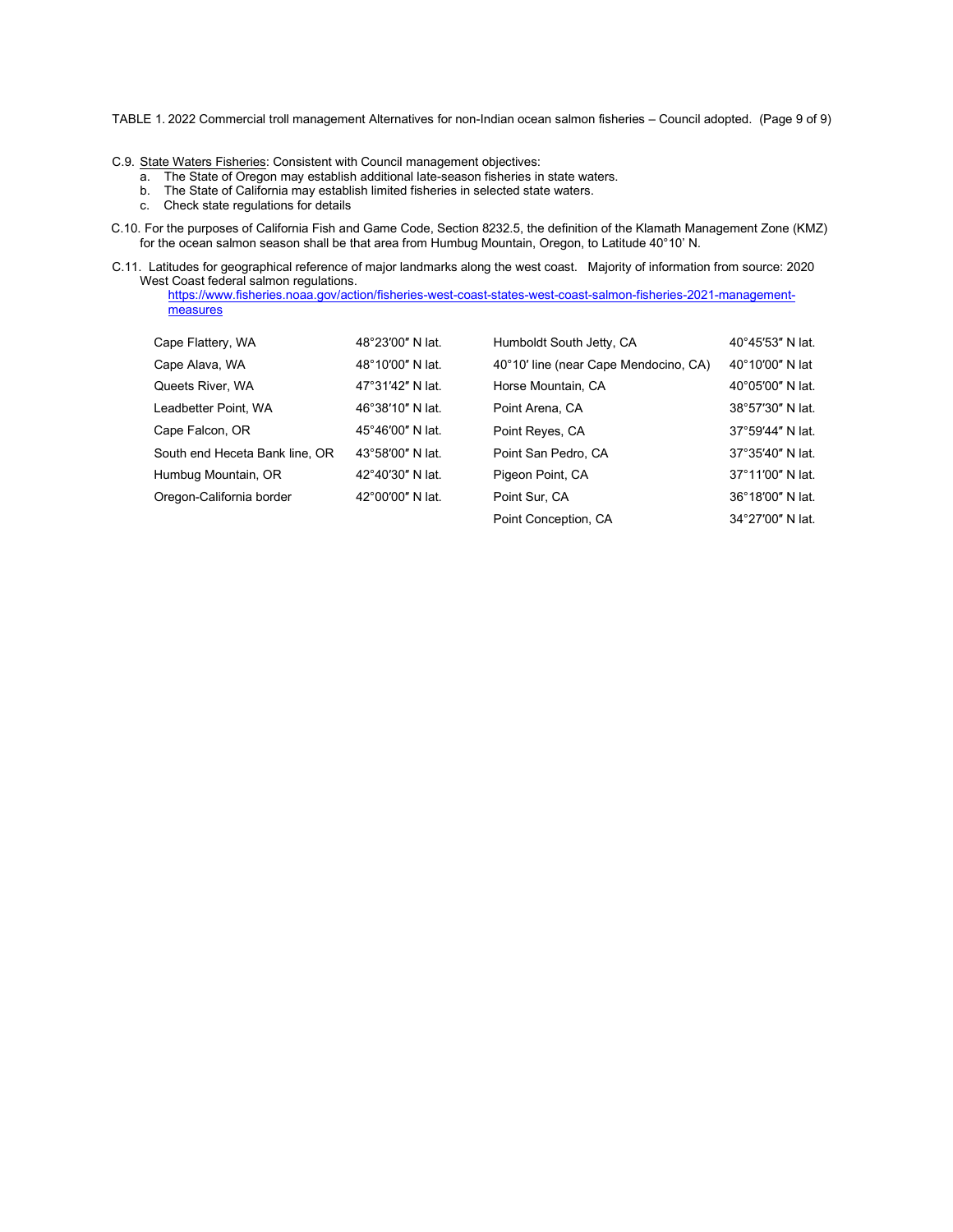TABLE 1. 2022 Commercial troll management Alternatives for non-Indian ocean salmon fisheries – Council adopted. (Page 9 of 9)

C.9. State Waters Fisheries: Consistent with Council management objectives:

a. The State of Oregon may establish additional late-season fisheries in state waters.
b. The State of California may establish limited fisheries in selected state waters.
c. Check state regulations for details

C.10. For the purposes of California Fish and Game Code, Section 8232.5, the definition of the Klamath Management Zone (KMZ) for the ocean salmon season shall be that area from Humbug Mountain, Oregon, to Latitude 40°10' N.

C.11. Latitudes for geographical reference of major landmarks along the west coast. Majority of information from source: 2020 West Coast federal salmon regulations.
[https://www.fisheries.noaa.gov/action/fisheries-west-coast-states-west-coast-salmon-fisheries-2021-management-measures](https://www.fisheries.noaa.gov/action/fisheries-west-coast-states-west-coast-salmon-fisheries-2021-management-measures)

| | | | |
|---|---|---|---|
| Cape Flattery, WA | 48°23′00″ N lat. | Humboldt South Jetty, CA | 40°45′53″ N lat. |
| Cape Alava, WA | 48°10′00″ N lat. | 40°10′ line (near Cape Mendocino, CA) | 40°10′00″ N lat |
| Queets River, WA | 47°31′42″ N lat. | Horse Mountain, CA | 40°05′00″ N lat. |
| Leadbetter Point, WA | 46°38′10″ N lat. | Point Arena, CA | 38°57′30″ N lat. |
| Cape Falcon, OR | 45°46′00″ N lat. | Point Reyes, CA | 37°59′44″ N lat. |
| South end Heceta Bank line, OR | 43°58′00″ N lat. | Point San Pedro, CA | 37°35′40″ N lat. |
| Humbug Mountain, OR | 42°40′30″ N lat. | Pigeon Point, CA | 37°11′00″ N lat. |
| Oregon-California border | 42°00′00″ N lat. | Point Sur, CA | 36°18′00″ N lat. |
| | | Point Conception, CA | 34°27′00″ N lat. |